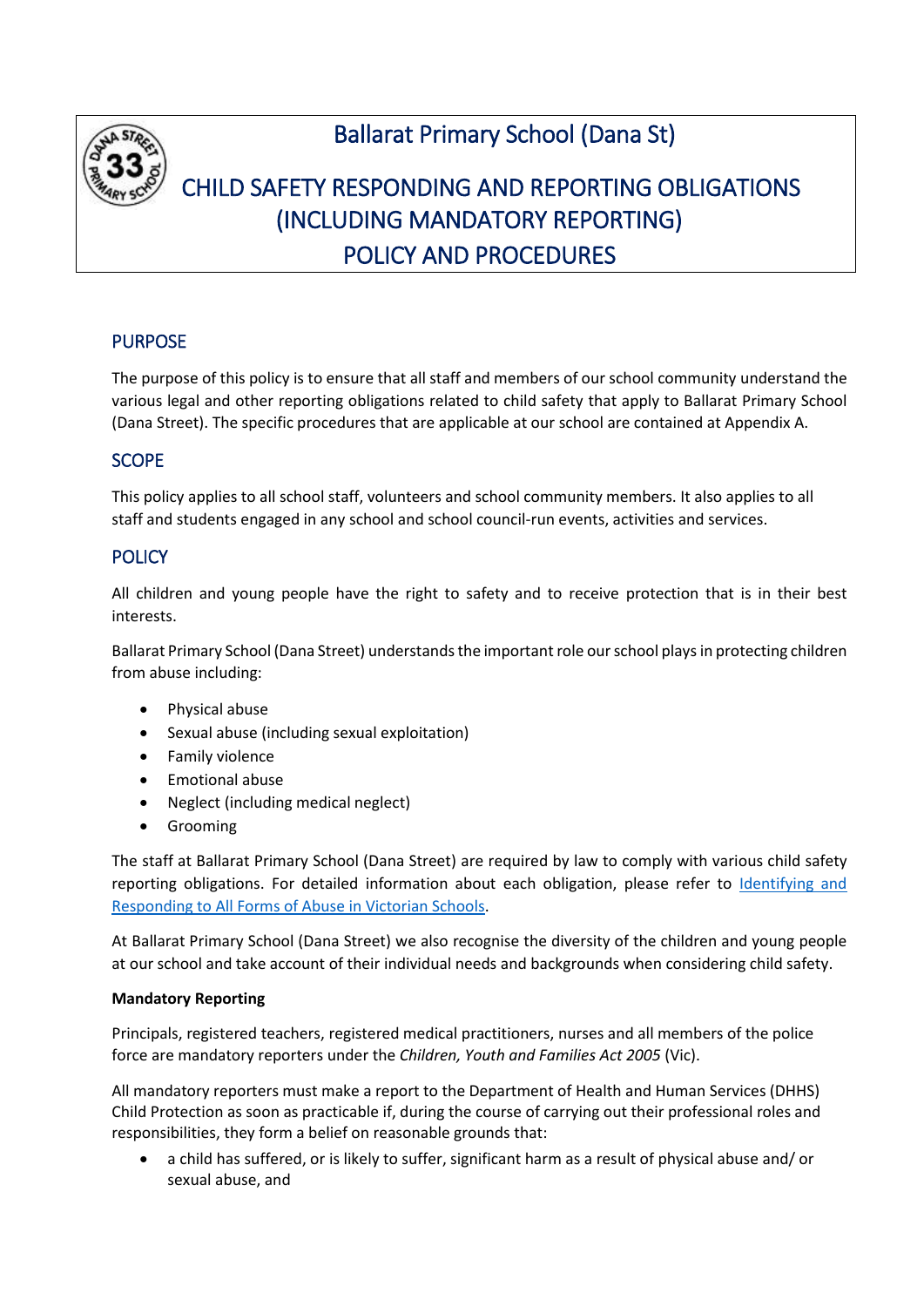# Ballarat Primary School (Dana St)

# CHILD SAFETY RESPONDING AND REPORTING OBLIGATIONS (INCLUDING MANDATORY REPORTING) POLICY AND PROCEDURES

## PURPOSE

The purpose of this policy is to ensure that all staff and members of our school community understand the various legal and other reporting obligations related to child safety that apply to Ballarat Primary School (Dana Street). The specific procedures that are applicable at our school are contained at Appendix A.

## SCOPE

This policy applies to all school staff, volunteers and school community members. It also applies to all staff and students engaged in any school and school council-run events, activities and services.

## POLICY

All children and young people have the right to safety and to receive protection that is in their best interests.

Ballarat Primary School (Dana Street) understands the important role our school plays in protecting children from abuse including:

- Physical abuse
- Sexual abuse (including sexual exploitation)
- Family violence
- Emotional abuse
- Neglect (including medical neglect)
- Grooming

The staff at Ballarat Primary School (Dana Street) are required by law to comply with various child safety reporting obligations. For detailed information about each obligation, please refer to [Identifying and Responding to All Forms of Abuse in Victorian Schools](Identifying and Responding to All Forms of Abuse in Victorian Schools).

At Ballarat Primary School (Dana Street) we also recognise the diversity of the children and young people at our school and take account of their individual needs and backgrounds when considering child safety.

**Mandatory Reporting**

Principals, registered teachers, registered medical practitioners, nurses and all members of the police force are mandatory reporters under the *Children, Youth and Families Act 2005* (Vic).

All mandatory reporters must make a report to the Department of Health and Human Services (DHHS) Child Protection as soon as practicable if, during the course of carrying out their professional roles and responsibilities, they form a belief on reasonable grounds that:

- a child has suffered, or is likely to suffer, significant harm as a result of physical abuse and/ or sexual abuse, and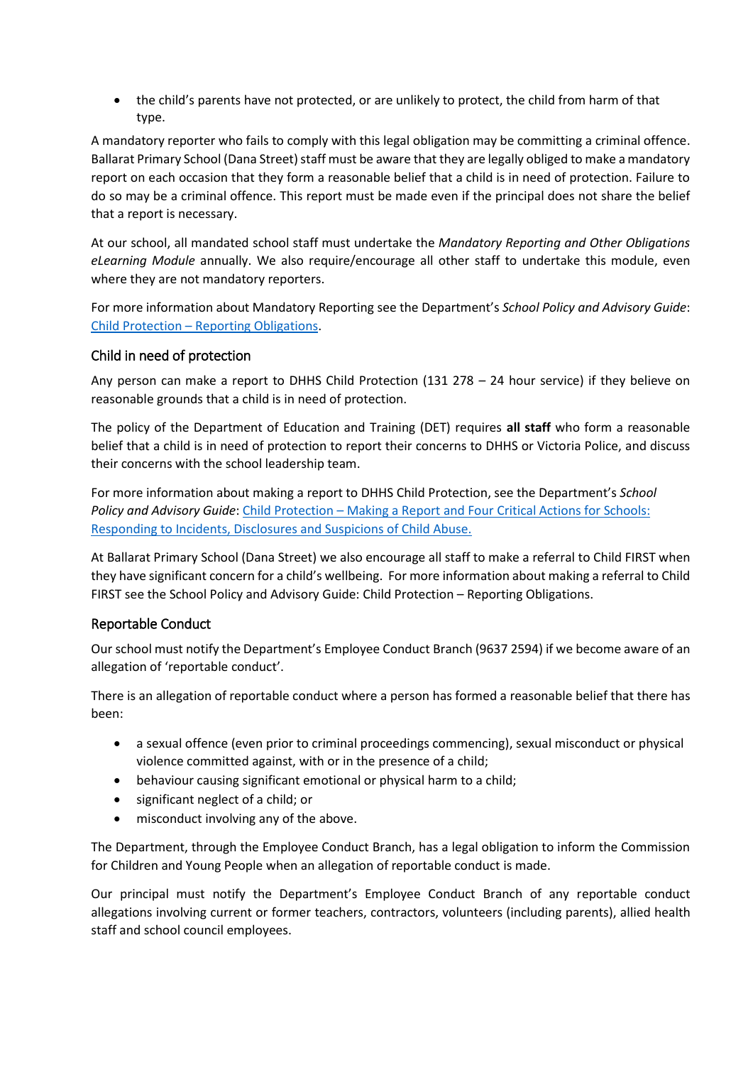- the child's parents have not protected, or are unlikely to protect, the child from harm of that type.

A mandatory reporter who fails to comply with this legal obligation may be committing a criminal offence. Ballarat Primary School (Dana Street) staff must be aware that they are legally obliged to make a mandatory report on each occasion that they form a reasonable belief that a child is in need of protection. Failure to do so may be a criminal offence. This report must be made even if the principal does not share the belief that a report is necessary.

At our school, all mandated school staff must undertake the *Mandatory Reporting and Other Obligations eLearning Module* annually. We also require/encourage all other staff to undertake this module, even where they are not mandatory reporters.

For more information about Mandatory Reporting see the Department's *School Policy and Advisory Guide*: Child Protection – Reporting Obligations.

### Child in need of protection

Any person can make a report to DHHS Child Protection (131 278 – 24 hour service) if they believe on reasonable grounds that a child is in need of protection.

The policy of the Department of Education and Training (DET) requires **all staff** who form a reasonable belief that a child is in need of protection to report their concerns to DHHS or Victoria Police, and discuss their concerns with the school leadership team.

For more information about making a report to DHHS Child Protection, see the Department's *School Policy and Advisory Guide*: Child Protection – Making a Report and Four Critical Actions for Schools: Responding to Incidents, Disclosures and Suspicions of Child Abuse.

At Ballarat Primary School (Dana Street) we also encourage all staff to make a referral to Child FIRST when they have significant concern for a child's wellbeing. For more information about making a referral to Child FIRST see the School Policy and Advisory Guide: Child Protection – Reporting Obligations.

### Reportable Conduct

Our school must notify the Department's Employee Conduct Branch (9637 2594) if we become aware of an allegation of 'reportable conduct'.

There is an allegation of reportable conduct where a person has formed a reasonable belief that there has been:

- a sexual offence (even prior to criminal proceedings commencing), sexual misconduct or physical violence committed against, with or in the presence of a child;
- behaviour causing significant emotional or physical harm to a child;
- significant neglect of a child; or
- misconduct involving any of the above.

The Department, through the Employee Conduct Branch, has a legal obligation to inform the Commission for Children and Young People when an allegation of reportable conduct is made.

Our principal must notify the Department's Employee Conduct Branch of any reportable conduct allegations involving current or former teachers, contractors, volunteers (including parents), allied health staff and school council employees.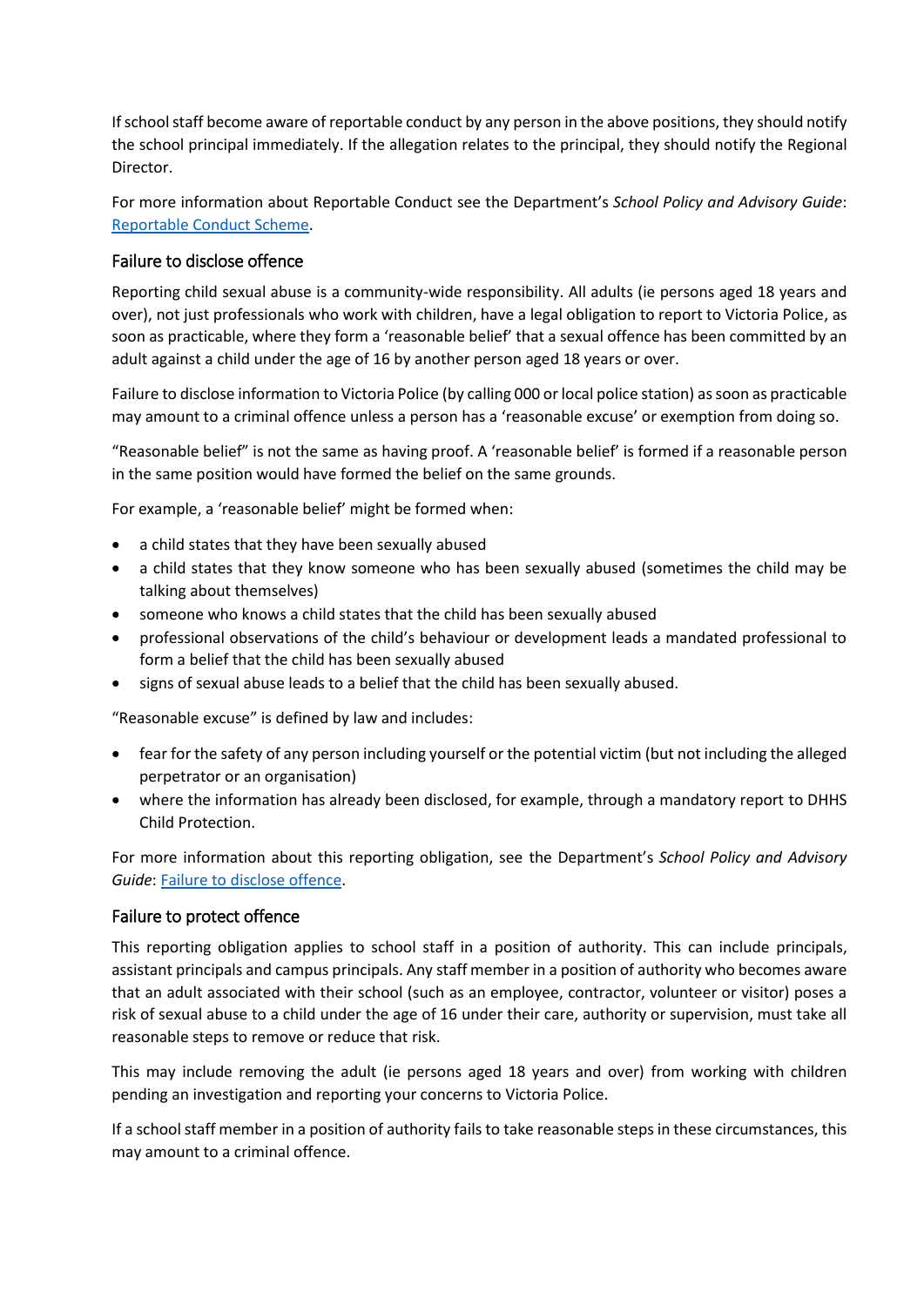If school staff become aware of reportable conduct by any person in the above positions, they should notify the school principal immediately. If the allegation relates to the principal, they should notify the Regional Director.

For more information about Reportable Conduct see the Department's *School Policy and Advisory Guide*: Reportable Conduct Scheme.

## Failure to disclose offence

Reporting child sexual abuse is a community-wide responsibility. All adults (ie persons aged 18 years and over), not just professionals who work with children, have a legal obligation to report to Victoria Police, as soon as practicable, where they form a 'reasonable belief' that a sexual offence has been committed by an adult against a child under the age of 16 by another person aged 18 years or over.

Failure to disclose information to Victoria Police (by calling 000 or local police station) as soon as practicable may amount to a criminal offence unless a person has a 'reasonable excuse' or exemption from doing so.

"Reasonable belief" is not the same as having proof. A 'reasonable belief' is formed if a reasonable person in the same position would have formed the belief on the same grounds.

For example, a 'reasonable belief' might be formed when:

- a child states that they have been sexually abused
- a child states that they know someone who has been sexually abused (sometimes the child may be talking about themselves)
- someone who knows a child states that the child has been sexually abused
- professional observations of the child's behaviour or development leads a mandated professional to form a belief that the child has been sexually abused
- signs of sexual abuse leads to a belief that the child has been sexually abused.

"Reasonable excuse" is defined by law and includes:

- fear for the safety of any person including yourself or the potential victim (but not including the alleged perpetrator or an organisation)
- where the information has already been disclosed, for example, through a mandatory report to DHHS Child Protection.

For more information about this reporting obligation, see the Department's *School Policy and Advisory Guide*: Failure to disclose offence.

## Failure to protect offence

This reporting obligation applies to school staff in a position of authority. This can include principals, assistant principals and campus principals. Any staff member in a position of authority who becomes aware that an adult associated with their school (such as an employee, contractor, volunteer or visitor) poses a risk of sexual abuse to a child under the age of 16 under their care, authority or supervision, must take all reasonable steps to remove or reduce that risk.

This may include removing the adult (ie persons aged 18 years and over) from working with children pending an investigation and reporting your concerns to Victoria Police.

If a school staff member in a position of authority fails to take reasonable steps in these circumstances, this may amount to a criminal offence.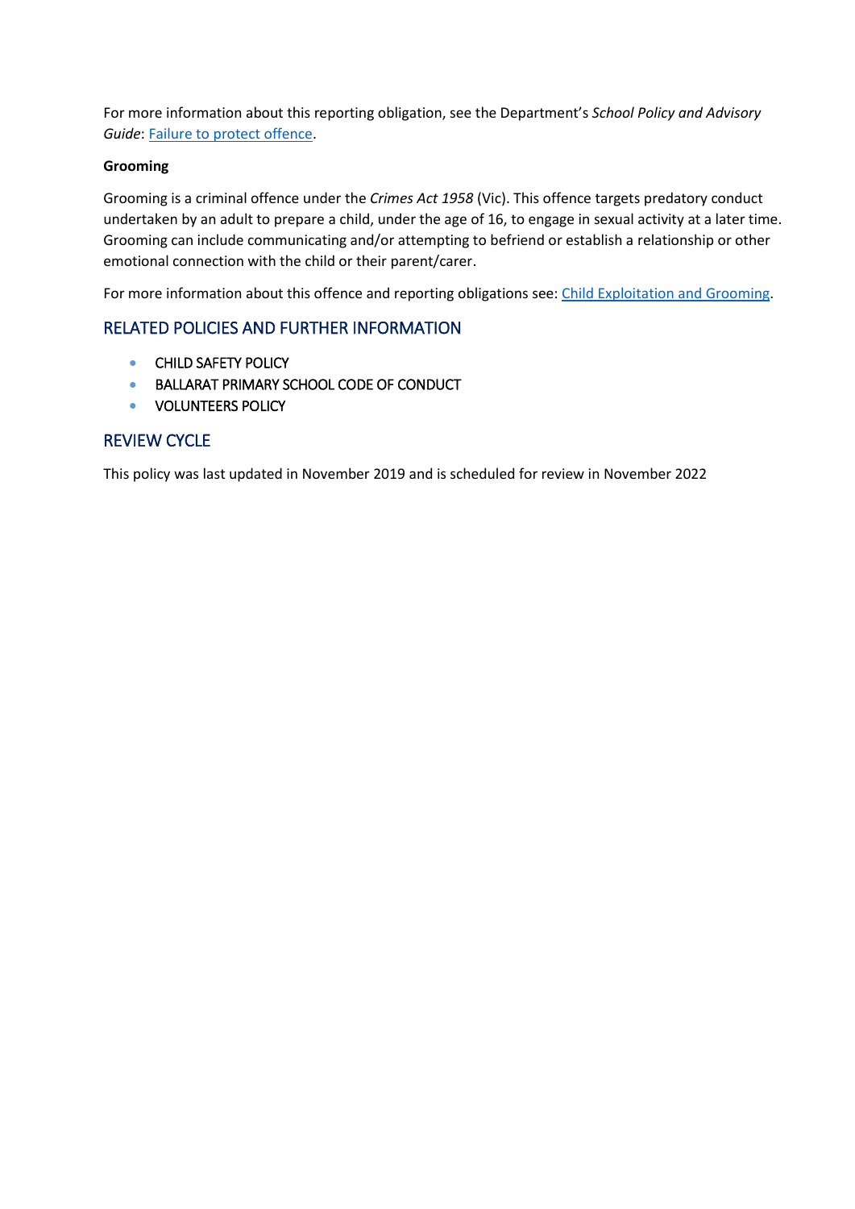For more information about this reporting obligation, see the Department's *School Policy and Advisory Guide*: [Failure to protect offence](#).

**Grooming**

Grooming is a criminal offence under the *Crimes Act 1958* (Vic). This offence targets predatory conduct undertaken by an adult to prepare a child, under the age of 16, to engage in sexual activity at a later time. Grooming can include communicating and/or attempting to befriend or establish a relationship or other emotional connection with the child or their parent/carer.

For more information about this offence and reporting obligations see: [Child Exploitation and Grooming](#).

## RELATED POLICIES AND FURTHER INFORMATION

- CHILD SAFETY POLICY
- BALLARAT PRIMARY SCHOOL CODE OF CONDUCT
- VOLUNTEERS POLICY

## REVIEW CYCLE

This policy was last updated in November 2019 and is scheduled for review in November 2022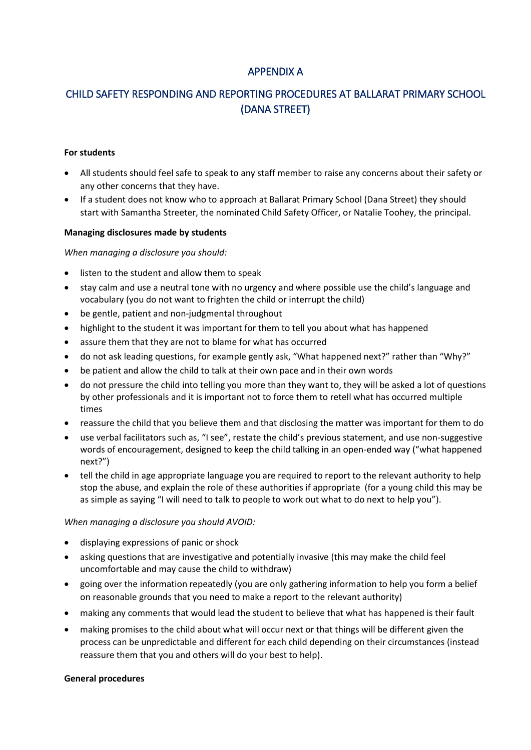# APPENDIX A

## CHILD SAFETY RESPONDING AND REPORTING PROCEDURES AT BALLARAT PRIMARY SCHOOL (DANA STREET)

**For students**

- All students should feel safe to speak to any staff member to raise any concerns about their safety or any other concerns that they have.
- If a student does not know who to approach at Ballarat Primary School (Dana Street) they should start with Samantha Streeter, the nominated Child Safety Officer, or Natalie Toohey, the principal.

**Managing disclosures made by students**

*When managing a disclosure you should:*

- listen to the student and allow them to speak
- stay calm and use a neutral tone with no urgency and where possible use the child's language and vocabulary (you do not want to frighten the child or interrupt the child)
- be gentle, patient and non-judgmental throughout
- highlight to the student it was important for them to tell you about what has happened
- assure them that they are not to blame for what has occurred
- do not ask leading questions, for example gently ask, "What happened next?" rather than "Why?"
- be patient and allow the child to talk at their own pace and in their own words
- do not pressure the child into telling you more than they want to, they will be asked a lot of questions by other professionals and it is important not to force them to retell what has occurred multiple times
- reassure the child that you believe them and that disclosing the matter was important for them to do
- use verbal facilitators such as, "I see", restate the child's previous statement, and use non-suggestive words of encouragement, designed to keep the child talking in an open-ended way ("what happened next?")
- tell the child in age appropriate language you are required to report to the relevant authority to help stop the abuse, and explain the role of these authorities if appropriate (for a young child this may be as simple as saying "I will need to talk to people to work out what to do next to help you").

*When managing a disclosure you should AVOID:*

- displaying expressions of panic or shock
- asking questions that are investigative and potentially invasive (this may make the child feel uncomfortable and may cause the child to withdraw)
- going over the information repeatedly (you are only gathering information to help you form a belief on reasonable grounds that you need to make a report to the relevant authority)
- making any comments that would lead the student to believe that what has happened is their fault
- making promises to the child about what will occur next or that things will be different given the process can be unpredictable and different for each child depending on their circumstances (instead reassure them that you and others will do your best to help).

**General procedures**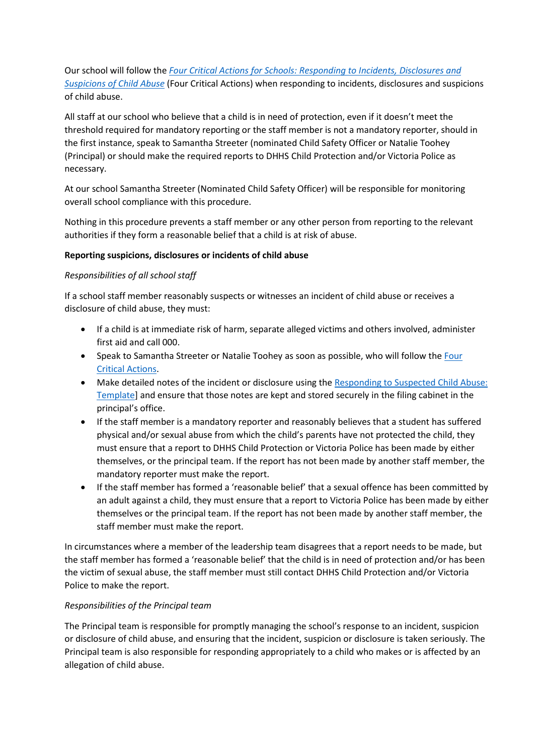Our school will follow the [*Four Critical Actions for Schools: Responding to Incidents, Disclosures and Suspicions of Child Abuse*](#) (Four Critical Actions) when responding to incidents, disclosures and suspicions of child abuse.

All staff at our school who believe that a child is in need of protection, even if it doesn't meet the threshold required for mandatory reporting or the staff member is not a mandatory reporter, should in the first instance, speak to Samantha Streeter (nominated Child Safety Officer or Natalie Toohey (Principal) or should make the required reports to DHHS Child Protection and/or Victoria Police as necessary.

At our school Samantha Streeter (Nominated Child Safety Officer) will be responsible for monitoring overall school compliance with this procedure.

Nothing in this procedure prevents a staff member or any other person from reporting to the relevant authorities if they form a reasonable belief that a child is at risk of abuse.

**Reporting suspicions, disclosures or incidents of child abuse**

*Responsibilities of all school staff*

If a school staff member reasonably suspects or witnesses an incident of child abuse or receives a disclosure of child abuse, they must:

- If a child is at immediate risk of harm, separate alleged victims and others involved, administer first aid and call 000.
- Speak to Samantha Streeter or Natalie Toohey as soon as possible, who will follow the [Four Critical Actions](#).
- Make detailed notes of the incident or disclosure using the [Responding to Suspected Child Abuse: Template](#)] and ensure that those notes are kept and stored securely in the filing cabinet in the principal's office.
- If the staff member is a mandatory reporter and reasonably believes that a student has suffered physical and/or sexual abuse from which the child's parents have not protected the child, they must ensure that a report to DHHS Child Protection or Victoria Police has been made by either themselves, or the principal team. If the report has not been made by another staff member, the mandatory reporter must make the report.
- If the staff member has formed a 'reasonable belief' that a sexual offence has been committed by an adult against a child, they must ensure that a report to Victoria Police has been made by either themselves or the principal team. If the report has not been made by another staff member, the staff member must make the report.

In circumstances where a member of the leadership team disagrees that a report needs to be made, but the staff member has formed a 'reasonable belief' that the child is in need of protection and/or has been the victim of sexual abuse, the staff member must still contact DHHS Child Protection and/or Victoria Police to make the report.

*Responsibilities of the Principal team*

The Principal team is responsible for promptly managing the school's response to an incident, suspicion or disclosure of child abuse, and ensuring that the incident, suspicion or disclosure is taken seriously. The Principal team is also responsible for responding appropriately to a child who makes or is affected by an allegation of child abuse.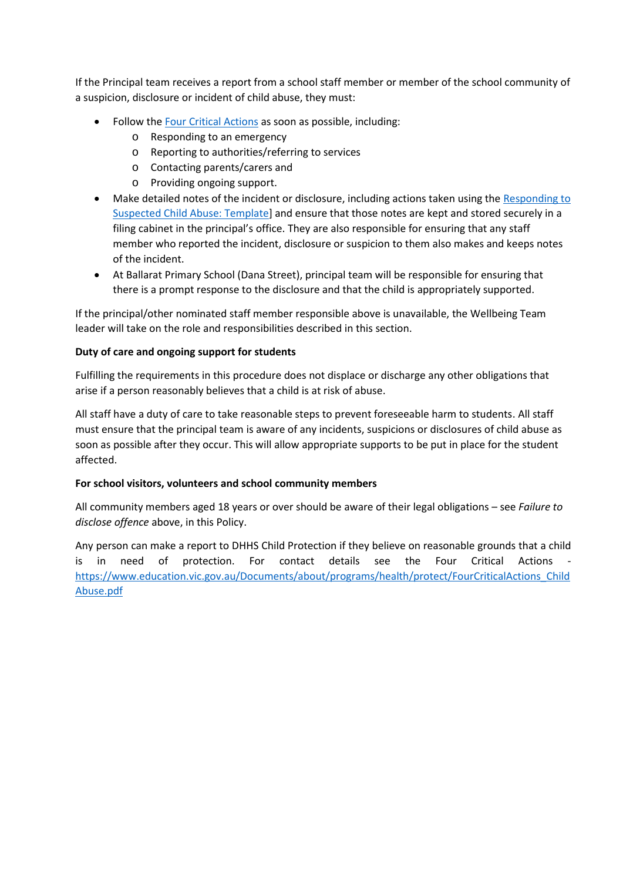If the Principal team receives a report from a school staff member or member of the school community of a suspicion, disclosure or incident of child abuse, they must:

- Follow the [Four Critical Actions](https://www.education.vic.gov.au/Documents/about/programs/health/protect/FourCriticalActions_ChildAbuse.pdf) as soon as possible, including:
    - Responding to an emergency
    - Reporting to authorities/referring to services
    - Contacting parents/carers and
    - Providing ongoing support.
- Make detailed notes of the incident or disclosure, including actions taken using the Responding to Suspected Child Abuse: Template] and ensure that those notes are kept and stored securely in a filing cabinet in the principal's office. They are also responsible for ensuring that any staff member who reported the incident, disclosure or suspicion to them also makes and keeps notes of the incident.
- At Ballarat Primary School (Dana Street), principal team will be responsible for ensuring that there is a prompt response to the disclosure and that the child is appropriately supported.

If the principal/other nominated staff member responsible above is unavailable, the Wellbeing Team leader will take on the role and responsibilities described in this section.

**Duty of care and ongoing support for students**

Fulfilling the requirements in this procedure does not displace or discharge any other obligations that arise if a person reasonably believes that a child is at risk of abuse.

All staff have a duty of care to take reasonable steps to prevent foreseeable harm to students. All staff must ensure that the principal team is aware of any incidents, suspicions or disclosures of child abuse as soon as possible after they occur. This will allow appropriate supports to be put in place for the student affected.

**For school visitors, volunteers and school community members**

All community members aged 18 years or over should be aware of their legal obligations – see *Failure to disclose offence* above, in this Policy.

Any person can make a report to DHHS Child Protection if they believe on reasonable grounds that a child is in need of protection. For contact details see the Four Critical Actions - https://www.education.vic.gov.au/Documents/about/programs/health/protect/FourCriticalActions_ChildAbuse.pdf